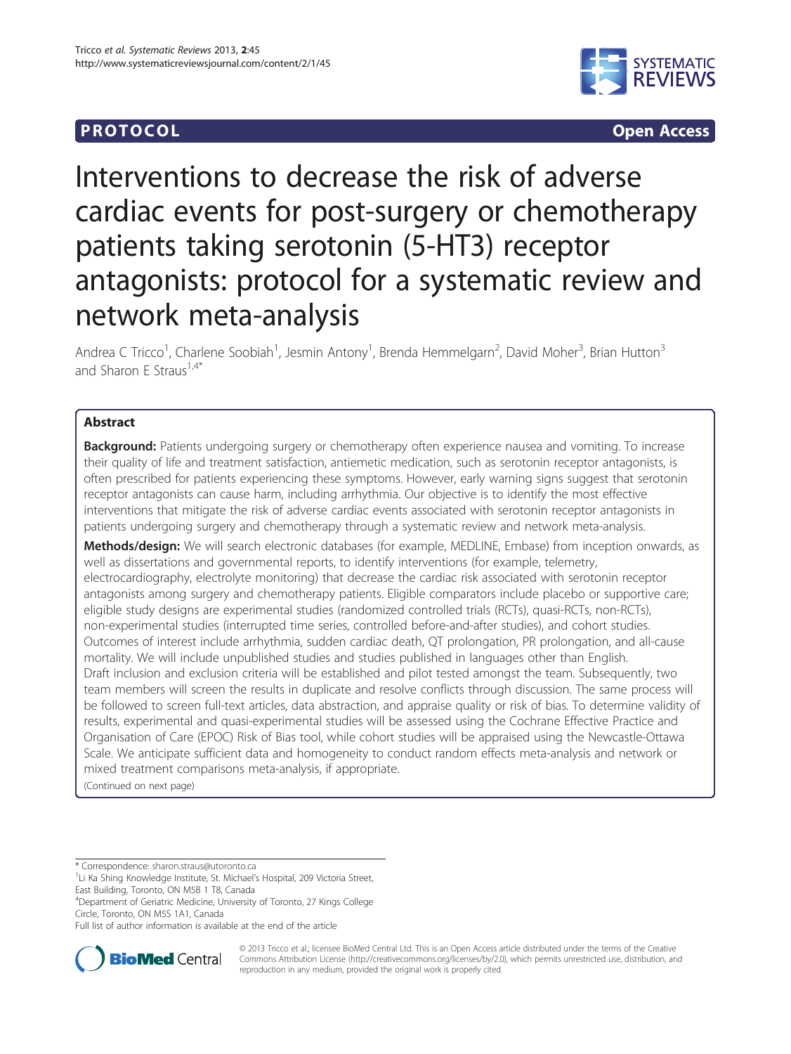PROTOCOL Open Access

# Interventions to decrease the risk of adverse cardiac events for post-surgery or chemotherapy patients taking serotonin (5-HT3) receptor antagonists: protocol for a systematic review and network meta-analysis

Andrea C Tricco[1], Charlene Soobiah[1], Jesmin Antony[1], Brenda Hemmelgarn[2], David Moher[3], Brian Hutton[3] and Sharon E Straus[1,4*]

## Abstract

**Background:** Patients undergoing surgery or chemotherapy often experience nausea and vomiting. To increase their quality of life and treatment satisfaction, antiemetic medication, such as serotonin receptor antagonists, is often prescribed for patients experiencing these symptoms. However, early warning signs suggest that serotonin receptor antagonists can cause harm, including arrhythmia. Our objective is to identify the most effective interventions that mitigate the risk of adverse cardiac events associated with serotonin receptor antagonists in patients undergoing surgery and chemotherapy through a systematic review and network meta-analysis.

**Methods/design:** We will search electronic databases (for example, MEDLINE, Embase) from inception onwards, as well as dissertations and governmental reports, to identify interventions (for example, telemetry, electrocardiography, electrolyte monitoring) that decrease the cardiac risk associated with serotonin receptor antagonists among surgery and chemotherapy patients. Eligible comparators include placebo or supportive care; eligible study designs are experimental studies (randomized controlled trials (RCTs), quasi-RCTs, non-RCTs), non-experimental studies (interrupted time series, controlled before-and-after studies), and cohort studies. Outcomes of interest include arrhythmia, sudden cardiac death, QT prolongation, PR prolongation, and all-cause mortality. We will include unpublished studies and studies published in languages other than English. Draft inclusion and exclusion criteria will be established and pilot tested amongst the team. Subsequently, two team members will screen the results in duplicate and resolve conflicts through discussion. The same process will be followed to screen full-text articles, data abstraction, and appraise quality or risk of bias. To determine validity of results, experimental and quasi-experimental studies will be assessed using the Cochrane Effective Practice and Organisation of Care (EPOC) Risk of Bias tool, while cohort studies will be appraised using the Newcastle-Ottawa Scale. We anticipate sufficient data and homogeneity to conduct random effects meta-analysis and network or mixed treatment comparisons meta-analysis, if appropriate.

(Continued on next page)

---

* Correspondence: sharon.straus@utoronto.ca

[1]Li Ka Shing Knowledge Institute, St. Michael's Hospital, 209 Victoria Street, East Building, Toronto, ON M5B 1 T8, Canada

[4]Department of Geriatric Medicine, University of Toronto, 27 Kings College Circle, Toronto, ON M5S 1A1, Canada

Full list of author information is available at the end of the article

© 2013 Tricco et al.; licensee BioMed Central Ltd. This is an Open Access article distributed under the terms of the Creative Commons Attribution License (http://creativecommons.org/licenses/by/2.0), which permits unrestricted use, distribution, and reproduction in any medium, provided the original work is properly cited.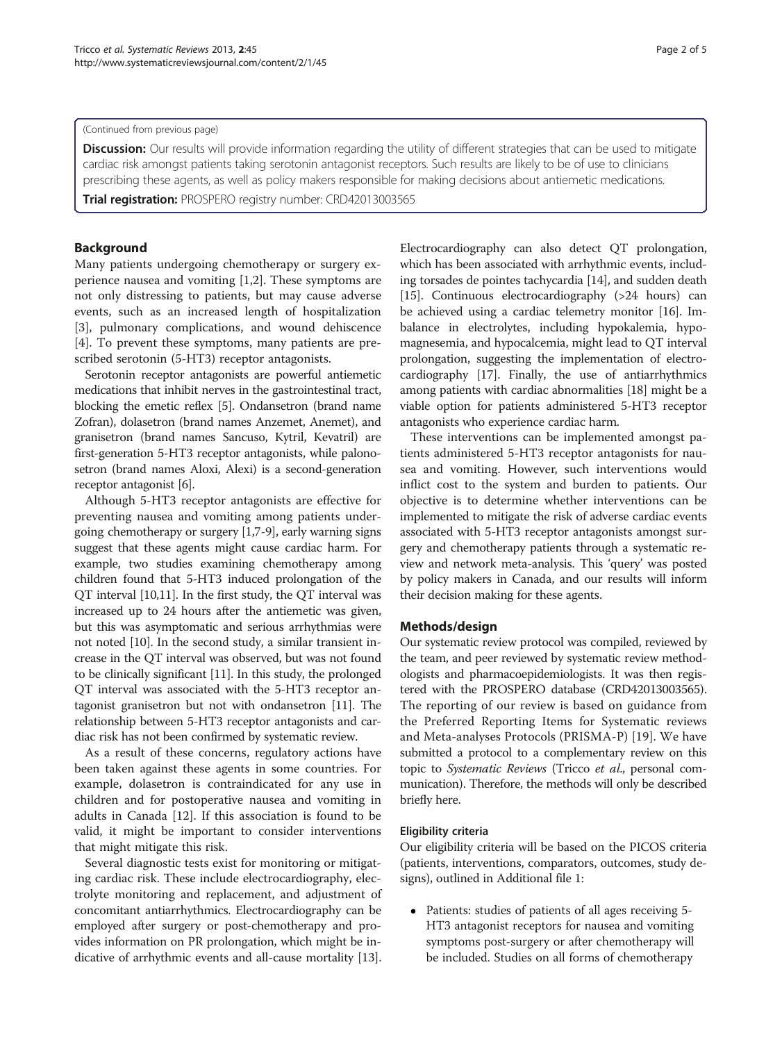(Continued from previous page)

**Discussion:** Our results will provide information regarding the utility of different strategies that can be used to mitigate cardiac risk amongst patients taking serotonin antagonist receptors. Such results are likely to be of use to clinicians prescribing these agents, as well as policy makers responsible for making decisions about antiemetic medications.

**Trial registration:** PROSPERO registry number: CRD42013003565

## Background

Many patients undergoing chemotherapy or surgery experience nausea and vomiting [1,2]. These symptoms are not only distressing to patients, but may cause adverse events, such as an increased length of hospitalization [3], pulmonary complications, and wound dehiscence [4]. To prevent these symptoms, many patients are prescribed serotonin (5-HT3) receptor antagonists.

Serotonin receptor antagonists are powerful antiemetic medications that inhibit nerves in the gastrointestinal tract, blocking the emetic reflex [5]. Ondansetron (brand name Zofran), dolasetron (brand names Anzemet, Anemet), and granisetron (brand names Sancuso, Kytril, Kevatril) are first-generation 5-HT3 receptor antagonists, while palonosetron (brand names Aloxi, Alexi) is a second-generation receptor antagonist [6].

Although 5-HT3 receptor antagonists are effective for preventing nausea and vomiting among patients undergoing chemotherapy or surgery [1,7-9], early warning signs suggest that these agents might cause cardiac harm. For example, two studies examining chemotherapy among children found that 5-HT3 induced prolongation of the QT interval [10,11]. In the first study, the QT interval was increased up to 24 hours after the antiemetic was given, but this was asymptomatic and serious arrhythmias were not noted [10]. In the second study, a similar transient increase in the QT interval was observed, but was not found to be clinically significant [11]. In this study, the prolonged QT interval was associated with the 5-HT3 receptor antagonist granisetron but not with ondansetron [11]. The relationship between 5-HT3 receptor antagonists and cardiac risk has not been confirmed by systematic review.

As a result of these concerns, regulatory actions have been taken against these agents in some countries. For example, dolasetron is contraindicated for any use in children and for postoperative nausea and vomiting in adults in Canada [12]. If this association is found to be valid, it might be important to consider interventions that might mitigate this risk.

Several diagnostic tests exist for monitoring or mitigating cardiac risk. These include electrocardiography, electrolyte monitoring and replacement, and adjustment of concomitant antiarrhythmics. Electrocardiography can be employed after surgery or post-chemotherapy and provides information on PR prolongation, which might be indicative of arrhythmic events and all-cause mortality [13]. Electrocardiography can also detect QT prolongation, which has been associated with arrhythmic events, including torsades de pointes tachycardia [14], and sudden death [15]. Continuous electrocardiography (>24 hours) can be achieved using a cardiac telemetry monitor [16]. Imbalance in electrolytes, including hypokalemia, hypomagnesemia, and hypocalcemia, might lead to QT interval prolongation, suggesting the implementation of electrocardiography [17]. Finally, the use of antiarrhythmics among patients with cardiac abnormalities [18] might be a viable option for patients administered 5-HT3 receptor antagonists who experience cardiac harm.

These interventions can be implemented amongst patients administered 5-HT3 receptor antagonists for nausea and vomiting. However, such interventions would inflict cost to the system and burden to patients. Our objective is to determine whether interventions can be implemented to mitigate the risk of adverse cardiac events associated with 5-HT3 receptor antagonists amongst surgery and chemotherapy patients through a systematic review and network meta-analysis. This 'query' was posted by policy makers in Canada, and our results will inform their decision making for these agents.

## Methods/design

Our systematic review protocol was compiled, reviewed by the team, and peer reviewed by systematic review methodologists and pharmacoepidemiologists. It was then registered with the PROSPERO database (CRD42013003565). The reporting of our review is based on guidance from the Preferred Reporting Items for Systematic reviews and Meta-analyses Protocols (PRISMA-P) [19]. We have submitted a protocol to a complementary review on this topic to *Systematic Reviews* (Tricco *et al*., personal communication). Therefore, the methods will only be described briefly here.

### Eligibility criteria

Our eligibility criteria will be based on the PICOS criteria (patients, interventions, comparators, outcomes, study designs), outlined in Additional file 1:

- Patients: studies of patients of all ages receiving 5-HT3 antagonist receptors for nausea and vomiting symptoms post-surgery or after chemotherapy will be included. Studies on all forms of chemotherapy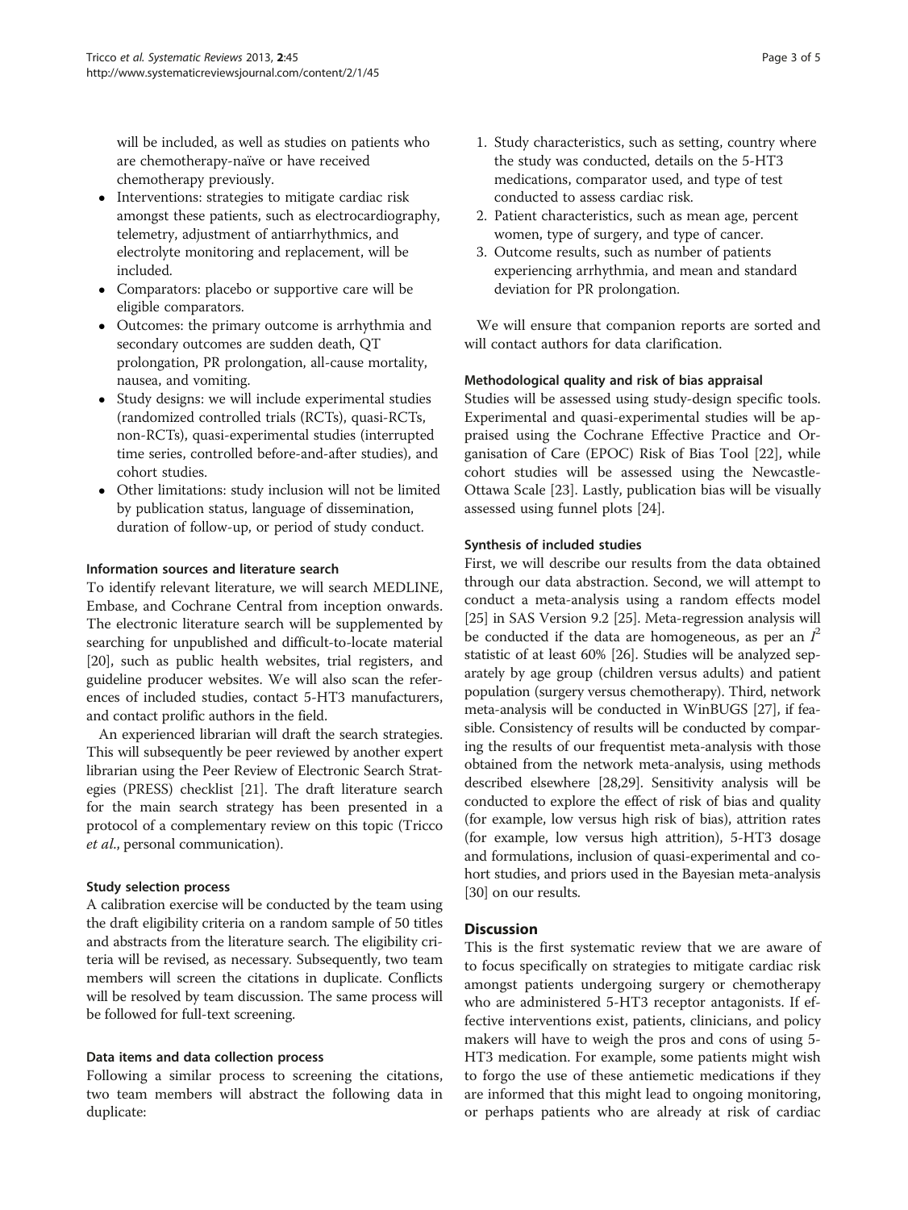will be included, as well as studies on patients who are chemotherapy-naïve or have received chemotherapy previously.

- Interventions: strategies to mitigate cardiac risk amongst these patients, such as electrocardiography, telemetry, adjustment of antiarrhythmics, and electrolyte monitoring and replacement, will be included.
- Comparators: placebo or supportive care will be eligible comparators.
- Outcomes: the primary outcome is arrhythmia and secondary outcomes are sudden death, QT prolongation, PR prolongation, all-cause mortality, nausea, and vomiting.
- Study designs: we will include experimental studies (randomized controlled trials (RCTs), quasi-RCTs, non-RCTs), quasi-experimental studies (interrupted time series, controlled before-and-after studies), and cohort studies.
- Other limitations: study inclusion will not be limited by publication status, language of dissemination, duration of follow-up, or period of study conduct.

#### Information sources and literature search

To identify relevant literature, we will search MEDLINE, Embase, and Cochrane Central from inception onwards. The electronic literature search will be supplemented by searching for unpublished and difficult-to-locate material [20], such as public health websites, trial registers, and guideline producer websites. We will also scan the references of included studies, contact 5-HT3 manufacturers, and contact prolific authors in the field.

An experienced librarian will draft the search strategies. This will subsequently be peer reviewed by another expert librarian using the Peer Review of Electronic Search Strategies (PRESS) checklist [21]. The draft literature search for the main search strategy has been presented in a protocol of a complementary review on this topic (Tricco *et al*., personal communication).

#### Study selection process

A calibration exercise will be conducted by the team using the draft eligibility criteria on a random sample of 50 titles and abstracts from the literature search. The eligibility criteria will be revised, as necessary. Subsequently, two team members will screen the citations in duplicate. Conflicts will be resolved by team discussion. The same process will be followed for full-text screening.

#### Data items and data collection process

Following a similar process to screening the citations, two team members will abstract the following data in duplicate:

1. Study characteristics, such as setting, country where the study was conducted, details on the 5-HT3 medications, comparator used, and type of test conducted to assess cardiac risk.
2. Patient characteristics, such as mean age, percent women, type of surgery, and type of cancer.
3. Outcome results, such as number of patients experiencing arrhythmia, and mean and standard deviation for PR prolongation.

We will ensure that companion reports are sorted and will contact authors for data clarification.

#### Methodological quality and risk of bias appraisal

Studies will be assessed using study-design specific tools. Experimental and quasi-experimental studies will be appraised using the Cochrane Effective Practice and Organisation of Care (EPOC) Risk of Bias Tool [22], while cohort studies will be assessed using the Newcastle-Ottawa Scale [23]. Lastly, publication bias will be visually assessed using funnel plots [24].

#### Synthesis of included studies

First, we will describe our results from the data obtained through our data abstraction. Second, we will attempt to conduct a meta-analysis using a random effects model [25] in SAS Version 9.2 [25]. Meta-regression analysis will be conducted if the data are homogeneous, as per an $I^2$ statistic of at least 60% [26]. Studies will be analyzed separately by age group (children versus adults) and patient population (surgery versus chemotherapy). Third, network meta-analysis will be conducted in WinBUGS [27], if feasible. Consistency of results will be conducted by comparing the results of our frequentist meta-analysis with those obtained from the network meta-analysis, using methods described elsewhere [28,29]. Sensitivity analysis will be conducted to explore the effect of risk of bias and quality (for example, low versus high risk of bias), attrition rates (for example, low versus high attrition), 5-HT3 dosage and formulations, inclusion of quasi-experimental and cohort studies, and priors used in the Bayesian meta-analysis [30] on our results.

## Discussion

This is the first systematic review that we are aware of to focus specifically on strategies to mitigate cardiac risk amongst patients undergoing surgery or chemotherapy who are administered 5-HT3 receptor antagonists. If effective interventions exist, patients, clinicians, and policy makers will have to weigh the pros and cons of using 5-HT3 medication. For example, some patients might wish to forgo the use of these antiemetic medications if they are informed that this might lead to ongoing monitoring, or perhaps patients who are already at risk of cardiac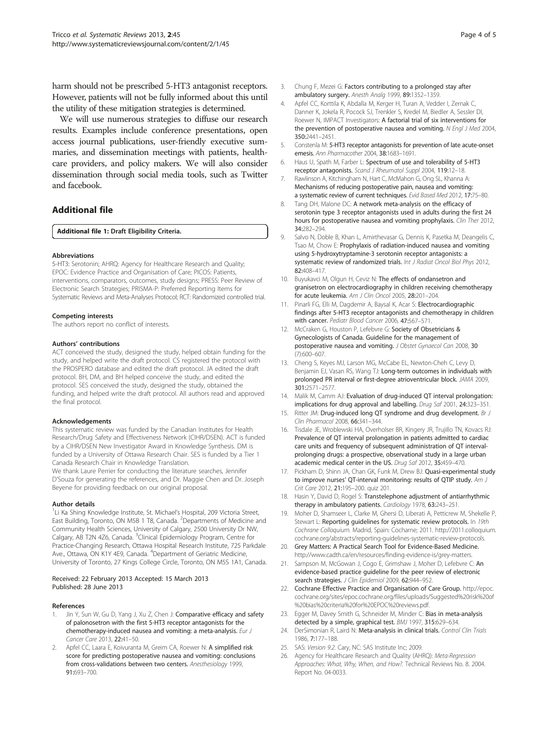harm should not be prescribed 5-HT3 antagonist receptors. However, patients will not be fully informed about this until the utility of these mitigation strategies is determined.

We will use numerous strategies to diffuse our research results. Examples include conference presentations, open access journal publications, user-friendly executive summaries, and dissemination meetings with patients, health-care providers, and policy makers. We will also consider dissemination through social media tools, such as Twitter and facebook.

## Additional file

**Additional file 1: Draft Eligibility Criteria.**

#### Abbreviations

5-HT3: Serotonin; AHRQ: Agency for Healthcare Research and Quality; EPOC: Evidence Practice and Organisation of Care; PICOS: Patients, interventions, comparators, outcomes, study designs; PRESS: Peer Review of Electronic Search Strategies; PRISMA-P: Preferred Reporting Items for Systematic Reviews and Meta-Analyses Protocol; RCT: Randomized controlled trial.

#### Competing interests

The authors report no conflict of interests.

#### Authors' contributions

ACT conceived the study, designed the study, helped obtain funding for the study, and helped write the draft protocol. CS registered the protocol with the PROSPERO database and edited the draft protocol. JA edited the draft protocol. BH, DM, and BH helped conceive the study, and edited the protocol. SES conceived the study, designed the study, obtained the funding, and helped write the draft protocol. All authors read and approved the final protocol.

#### Acknowledgements

This systematic review was funded by the Canadian Institutes for Health Research/Drug Safety and Effectiveness Network (CIHR/DSEN). ACT is funded by a CIHR/DSEN New Investigator Award in Knowledge Synthesis. DM is funded by a University of Ottawa Research Chair. SES is funded by a Tier 1 Canada Research Chair in Knowledge Translation.

We thank Laure Perrier for conducting the literature searches, Jennifer D'Souza for generating the references, and Dr. Maggie Chen and Dr. Joseph Beyene for providing feedback on our original proposal.

#### Author details

[1]Li Ka Shing Knowledge Institute, St. Michael's Hospital, 209 Victoria Street, East Building, Toronto, ON M5B 1 T8, Canada. [2]Departments of Medicine and Community Health Sciences, University of Calgary, 2500 University Dr NW, Calgary, AB T2N 4Z6, Canada. [3]Clinical Epidemiology Program, Centre for Practice-Changing Research, Ottawa Hospital Research Institute, 725 Parkdale Ave., Ottawa, ON K1Y 4E9, Canada. [4]Department of Geriatric Medicine, University of Toronto, 27 Kings College Circle, Toronto, ON M5S 1A1, Canada.

Received: 22 February 2013 Accepted: 15 March 2013
Published: 28 June 2013

#### References

1. Jin Y, Sun W, Gu D, Yang J, Xu Z, Chen J: **Comparative efficacy and safety of palonosetron with the first 5-HT3 receptor antagonists for the chemotherapy-induced nausea and vomiting: a meta-analysis.** *Eur J Cancer Care* 2013, **22**:41–50.
2. Apfel CC, Laara E, Koivuranta M, Greim CA, Roewer N: **A simplified risk score for predicting postoperative nausea and vomiting: conclusions from cross-validations between two centers.** *Anesthesiology* 1999, **91**:693–700.
3. Chung F, Mezei G: **Factors contributing to a prolonged stay after ambulatory surgery.** *Anesth Analg* 1999, **89**:1352–1359.
4. Apfel CC, Korttila K, Abdalla M, Kerger H, Turan A, Vedder I, Zernak C, Danner K, Jokela R, Pocock SJ, Trenkler S, Kredel M, Biedler A, Sessler DI, Roewer N, IMPACT Investigators: **A factorial trial of six interventions for the prevention of postoperative nausea and vomiting.** *N Engl J Med* 2004, **350**:2441–2451.
5. Constenla M: **5-HT3 receptor antagonists for prevention of late acute-onset emesis.** *Ann Pharmacother* 2004, **38**:1683–1691.
6. Haus U, Spath M, Farber L: **Spectrum of use and tolerability of 5-HT3 receptor antagonists.** *Scand J Rheumatol Suppl* 2004, **119**:12–18.
7. Rawlinson A, Kitchingham N, Hart C, McMahon G, Ong SL, Khanna A: **Mechanisms of reducing postoperative pain, nausea and vomiting: a systematic review of current techniques.** *Evid Based Med* 2012, **17**:75–80.
8. Tang DH, Malone DC: **A network meta-analysis on the efficacy of serotonin type 3 receptor antagonists used in adults during the first 24 hours for postoperative nausea and vomiting prophylaxis.** *Clin Ther* 2012, **34**:282–294.
9. Salvo N, Doble B, Khan L, Amirthevasar G, Dennis K, Pasetka M, Deangelis C, Tsao M, Chow E: **Prophylaxis of radiation-induced nausea and vomiting using 5-hydroxytryptamine-3 serotonin receptor antagonists: a systematic review of randomized trials.** *Int J Radiat Oncol Biol Phys* 2012, **82**:408–417.
10. Buyukavci M, Olgun H, Ceviz N: **The effects of ondansetron and granisetron on electrocardiography in children receiving chemotherapy for acute leukemia.** *Am J Clin Oncol* 2005, **28**:201–204.
11. Pinarli FG, Elli M, Dagdemir A, Baysal K, Acar S: **Electrocardiographic findings after 5-HT3 receptor antagonists and chemotherapy in children with cancer.** *Pediatr Blood Cancer* 2006, **47**:567–571.
12. McCraken G, Houston P, Lefebvre G: **Society of Obsetricians & Gynecologists of Canada. Guideline for the management of postoperative nausea and vomiting.** *J Obstet Gynaecol Can* 2008, **30** (7):600–607.
13. Cheng S, Keyes MJ, Larson MG, McCabe EL, Newton-Cheh C, Levy D, Benjamin EJ, Vasan RS, Wang TJ: **Long-term outcomes in individuals with prolonged PR interval or first-degree atrioventricular block.** *JAMA* 2009, **301**:2571–2577.
14. Malik M, Camm AJ: **Evaluation of drug-induced QT interval prolongation: implications for drug approval and labelling.** *Drug Saf* 2001, **24**:323–351.
15. Ritter JM: **Drug-induced long QT syndrome and drug development.** *Br J Clin Pharmacol* 2008, **66**:341–344.
16. Tisdale JE, Wroblewski HA, Overholser BR, Kingery JR, Trujillo TN, Kovacs RJ: **Prevalence of QT interval prolongation in patients admitted to cardiac care units and frequency of subsequent administration of QT interval-prolonging drugs: a prospective, observational study in a large urban academic medical center in the US.** *Drug Saf* 2012, **35**:459–470.
17. Pickham D, Shinn JA, Chan GK, Funk M, Drew BJ: **Quasi-experimental study to improve nurses' QT-interval monitoring: results of QTIP study.** *Am J Crit Care* 2012, **21**:195–200. quiz 201.
18. Hasin Y, David D, Rogel S: **Transtelephone adjustment of antiarrhythmic therapy in ambulatory patients.** *Cardiology* 1978, **63**:243–251.
19. Moher D, Shamseer L, Clarke M, Ghersi D, Liberati A, Petticrew M, Shekelle P, Stewart L: **Reporting guidelines for systematic review protocols.** In *19th Cochrane Colloquium*. Madrid, Spain: Cocharne; 2011. http://2011.colloquium.cochrane.org/abstracts/reporting-guidelines-systematic-review-protocols.
20. **Grey Matters: A Practical Search Tool for Evidence-Based Medicine.** http://www.cadth.ca/en/resources/finding-evidence-is/grey-matters.
21. Sampson M, McGowan J, Cogo E, Grimshaw J, Moher D, Lefebvre C: **An evidence-based practice guideline for the peer review of electronic search strategies.** *J Clin Epidemiol* 2009, **62**:944–952.
22. **Cochrane Effective Practice and Organisation of Care Group.** http://epoc.cochrane.org/sites/epoc.cochrane.org/files/uploads/Suggested%20risk%20of%20bias%20criteria%20for%20EPOC%20reviews.pdf.
23. Egger M, Davey Smith G, Schneider M, Minder C: **Bias in meta-analysis detected by a simple, graphical test.** *BMJ* 1997, **315**:629–634.
24. DerSimonian R, Laird N: **Meta-analysis in clinical trials.** *Control Clin Trials* 1986, **7**:177–188.
25. SAS: *Version 9.2.* Cary, NC: SAS Institute Inc; 2009.
26. Agency for Healthcare Research and Quality (AHRQ): *Meta-Regression Approaches: What, Why, When, and How?.* Technical Reviews No. 8. 2004. Report No. 04-0033.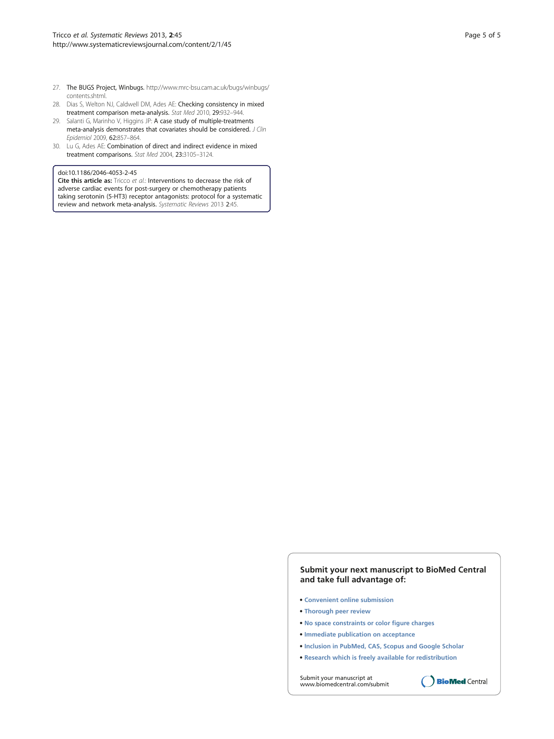27. The BUGS Project, Winbugs. http://www.mrc-bsu.cam.ac.uk/bugs/winbugs/contents.shtml.
28. Dias S, Welton NJ, Caldwell DM, Ades AE: Checking consistency in mixed treatment comparison meta-analysis. *Stat Med* 2010, **29**:932–944.
29. Salanti G, Marinho V, Higgins JP: A case study of multiple-treatments meta-analysis demonstrates that covariates should be considered. *J Clin Epidemiol* 2009, **62**:857–864.
30. Lu G, Ades AE: Combination of direct and indirect evidence in mixed treatment comparisons. *Stat Med* 2004, **23**:3105–3124.

doi:10.1186/2046-4053-2-45

**Cite this article as:** Tricco *et al.*: Interventions to decrease the risk of adverse cardiac events for post-surgery or chemotherapy patients taking serotonin (5-HT3) receptor antagonists: protocol for a systematic review and network meta-analysis. *Systematic Reviews* 2013 **2**:45.

**Submit your next manuscript to BioMed Central and take full advantage of:**

- **Convenient online submission**
- **Thorough peer review**
- **No space constraints or color figure charges**
- **Immediate publication on acceptance**
- **Inclusion in PubMed, CAS, Scopus and Google Scholar**
- **Research which is freely available for redistribution**

Submit your manuscript at www.biomedcentral.com/submit

BioMed Central